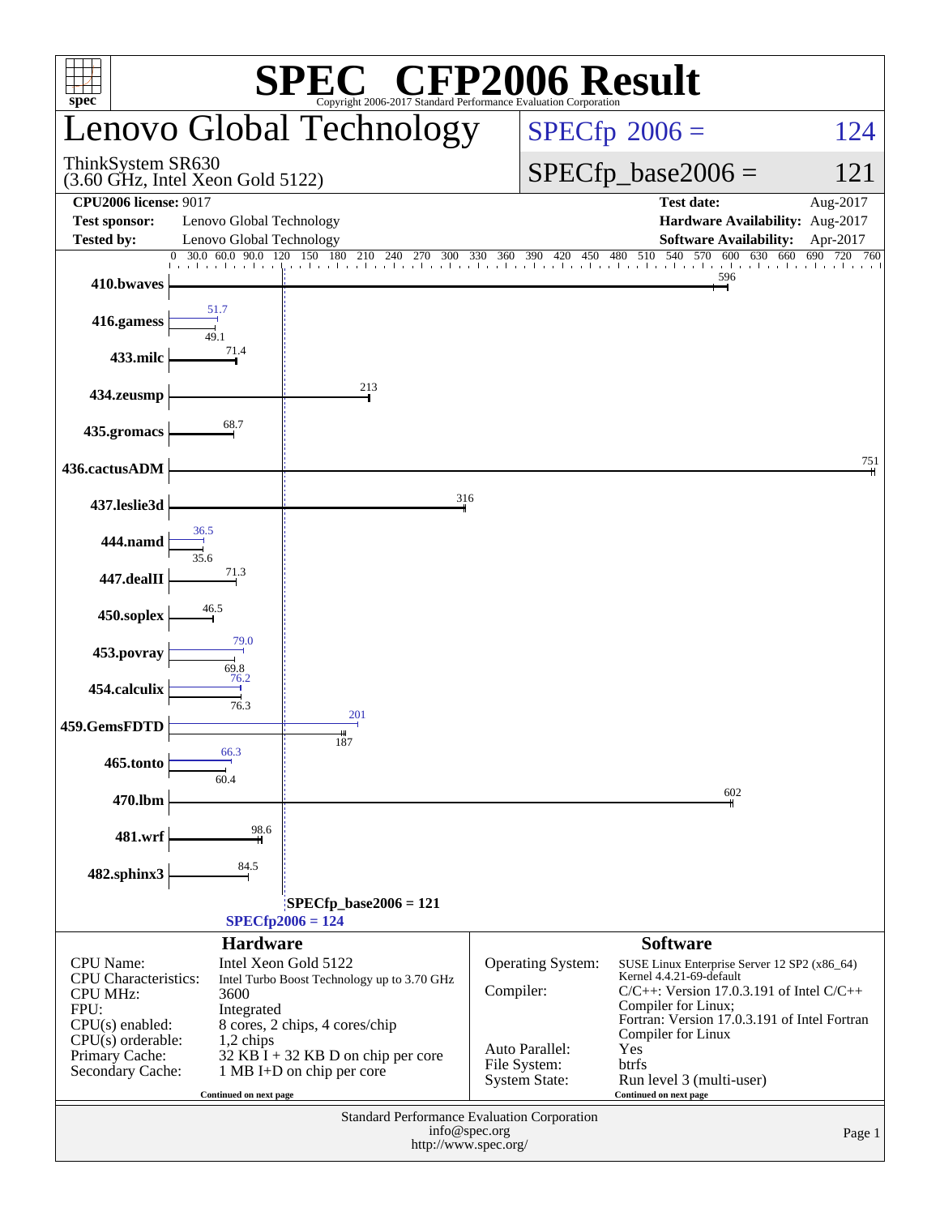# SPEC CFP2006 Result

Copyright 2006-2017 Standard Performance Evaluation Corporation

## Lenovo Global Technology

ThinkSystem SR630
(3.60 GHz, Intel Xeon Gold 5122)

SPECfp 2006 = 124

SPECfp_base2006 = 121

| | | | |
|---|---|---|---|
| **CPU2006 license:** 9017 | | **Test date:** | Aug-2017 |
| **Test sponsor:** | Lenovo Global Technology | **Hardware Availability:** | Aug-2017 |
| **Tested by:** | Lenovo Global Technology | **Software Availability:** | Apr-2017 |

| Benchmark | Peak | Base |
|---|---|---|
| 410.bwaves | | 596 |
| 416.gamess | 51.7 | 49.1 |
| 433.milc | | 71.4 |
| 434.zeusmp | | 213 |
| 435.gromacs | | 68.7 |
| 436.cactusADM | | 751 |
| 437.leslie3d | | 316 |
| 444.namd | 36.5 | 35.6 |
| 447.dealII | | 71.3 |
| 450.soplex | | 46.5 |
| 453.povray | 79.0 | 69.8 |
| 454.calculix | 76.2 | 76.3 |
| 459.GemsFDTD | 201 | 187 |
| 465.tonto | 66.3 | 60.4 |
| 470.lbm | | 602 |
| 481.wrf | | 98.6 |
| 482.sphinx3 | | 84.5 |

SPECfp_base2006 = 121

SPECfp2006 = 124

### Hardware

| | |
|---|---|
| CPU Name: | Intel Xeon Gold 5122 |
| CPU Characteristics: | Intel Turbo Boost Technology up to 3.70 GHz |
| CPU MHz: | 3600 |
| FPU: | Integrated |
| CPU(s) enabled: | 8 cores, 2 chips, 4 cores/chip |
| CPU(s) orderable: | 1,2 chips |
| Primary Cache: | 32 KB I + 32 KB D on chip per core |
| Secondary Cache: | 1 MB I+D on chip per core |

Continued on next page

### Software

| | |
|---|---|
| Operating System: | SUSE Linux Enterprise Server 12 SP2 (x86_64) Kernel 4.4.21-69-default |
| Compiler: | C/C++: Version 17.0.3.191 of Intel C/C++ Compiler for Linux; Fortran: Version 17.0.3.191 of Intel Fortran Compiler for Linux |
| Auto Parallel: | Yes |
| File System: | btrfs |
| System State: | Run level 3 (multi-user) |

Continued on next page

Standard Performance Evaluation Corporation
info@spec.org
http://www.spec.org/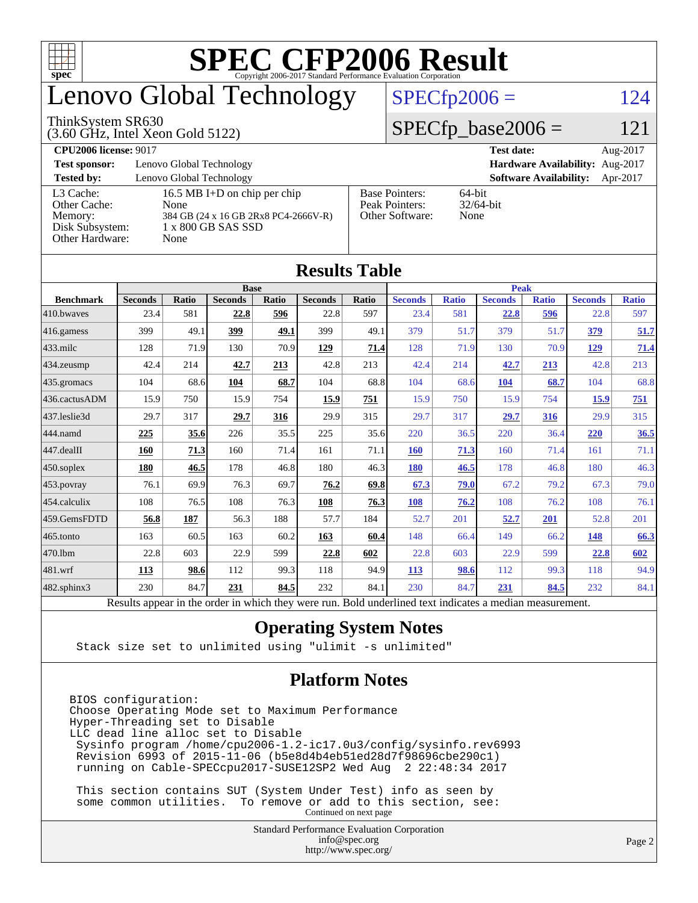# SPEC CFP2006 Result

Copyright 2006-2017 Standard Performance Evaluation Corporation

# Lenovo Global Technology

ThinkSystem SR630
(3.60 GHz, Intel Xeon Gold 5122)

SPECfp2006 = 124

SPECfp_base2006 = 121

| | | | |
|---|---|---|---|
| **CPU2006 license:** 9017 | | **Test date:** | Aug-2017 |
| **Test sponsor:** | Lenovo Global Technology | **Hardware Availability:** | Aug-2017 |
| **Tested by:** | Lenovo Global Technology | **Software Availability:** | Apr-2017 |

| | |
|---|---|
| L3 Cache: | 16.5 MB I+D on chip per chip |
| Other Cache: | None |
| Memory: | 384 GB (24 x 16 GB 2Rx8 PC4-2666V-R) |
| Disk Subsystem: | 1 x 800 GB SAS SSD |
| Other Hardware: | None |

| | |
|---|---|
| Base Pointers: | 64-bit |
| Peak Pointers: | 32/64-bit |
| Other Software: | None |

## Results Table

| | Base | | | | | | Peak | | | | | |
|---|---|---|---|---|---|---|---|---|---|---|---|---|
| **Benchmark** | **Seconds** | **Ratio** | **Seconds** | **Ratio** | **Seconds** | **Ratio** | **Seconds** | **Ratio** | **Seconds** | **Ratio** | **Seconds** | **Ratio** |
| 410.bwaves | 23.4 | 581 | **22.8** | **596** | 22.8 | 597 | 23.4 | 581 | **22.8** | **596** | 22.8 | 597 |
| 416.gamess | 399 | 49.1 | **399** | **49.1** | 399 | 49.1 | 379 | 51.7 | 379 | 51.7 | **379** | **51.7** |
| 433.milc | 128 | 71.9 | 130 | 70.9 | **129** | **71.4** | 128 | 71.9 | 130 | 70.9 | **129** | **71.4** |
| 434.zeusmp | 42.4 | 214 | **42.7** | **213** | 42.8 | 213 | 42.4 | 214 | **42.7** | **213** | 42.8 | 213 |
| 435.gromacs | 104 | 68.6 | **104** | **68.7** | 104 | 68.8 | 104 | 68.6 | **104** | **68.7** | 104 | 68.8 |
| 436.cactusADM | 15.9 | 750 | 15.9 | 754 | **15.9** | **751** | 15.9 | 750 | 15.9 | 754 | **15.9** | **751** |
| 437.leslie3d | 29.7 | 317 | **29.7** | **316** | 29.9 | 315 | 29.7 | 317 | **29.7** | **316** | 29.9 | 315 |
| 444.namd | **225** | **35.6** | 226 | 35.5 | 225 | 35.6 | 220 | 36.5 | 220 | 36.4 | **220** | **36.5** |
| 447.dealII | **160** | **71.3** | 160 | 71.4 | 161 | 71.1 | **160** | **71.3** | 160 | 71.4 | 161 | 71.1 |
| 450.soplex | **180** | **46.5** | 178 | 46.8 | 180 | 46.3 | **180** | **46.5** | 178 | 46.8 | 180 | 46.3 |
| 453.povray | 76.1 | 69.9 | 76.3 | 69.7 | **76.2** | **69.8** | **67.3** | **79.0** | 67.2 | 79.2 | 67.3 | 79.0 |
| 454.calculix | 108 | 76.5 | 108 | 76.3 | **108** | **76.3** | **108** | **76.2** | 108 | 76.2 | 108 | 76.1 |
| 459.GemsFDTD | **56.8** | **187** | 56.3 | 188 | 57.7 | 184 | 52.7 | 201 | **52.7** | **201** | 52.8 | 201 |
| 465.tonto | 163 | 60.5 | 163 | 60.2 | **163** | **60.4** | 148 | 66.4 | 149 | 66.2 | **148** | **66.3** |
| 470.lbm | 22.8 | 603 | 22.9 | 599 | **22.8** | **602** | 22.8 | 603 | 22.9 | 599 | **22.8** | **602** |
| 481.wrf | **113** | **98.6** | 112 | 99.3 | 118 | 94.9 | **113** | **98.6** | 112 | 99.3 | 118 | 94.9 |
| 482.sphinx3 | 230 | 84.7 | **231** | **84.5** | 232 | 84.1 | 230 | 84.7 | **231** | **84.5** | 232 | 84.1 |

Results appear in the order in which they were run. Bold underlined text indicates a median measurement.

## Operating System Notes

```
Stack size set to unlimited using "ulimit -s unlimited"
```

## Platform Notes

```
BIOS configuration:
Choose Operating Mode set to Maximum Performance
Hyper-Threading set to Disable
LLC dead line alloc set to Disable
 Sysinfo program /home/cpu2006-1.2-ic17.0u3/config/sysinfo.rev6993
 Revision 6993 of 2015-11-06 (b5e8d4b4eb51ed28d7f98696cbe290c1)
 running on Cable-SPECcpu2017-SUSE12SP2 Wed Aug  2 22:48:34 2017

 This section contains SUT (System Under Test) info as seen by
 some common utilities.  To remove or add to this section, see:
```

Continued on next page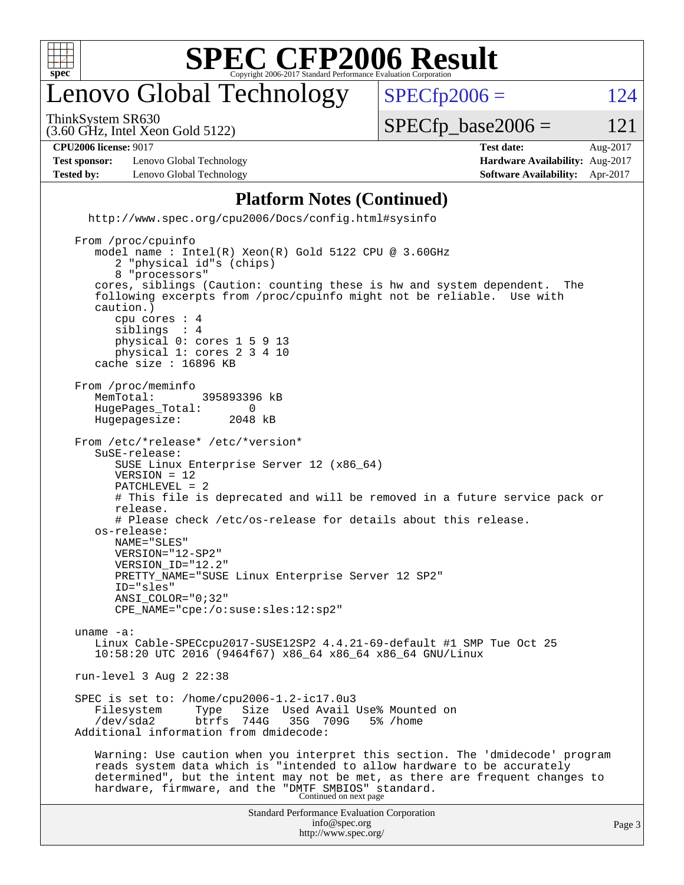# SPEC CFP2006 Result

Copyright 2006-2017 Standard Performance Evaluation Corporation

## Lenovo Global Technology

ThinkSystem SR630
(3.60 GHz, Intel Xeon Gold 5122)

SPECfp2006 = 124

SPECfp_base2006 = 121

**CPU2006 license:** 9017 **Test date:** Aug-2017

**Test sponsor:** Lenovo Global Technology **Hardware Availability:** Aug-2017

**Tested by:** Lenovo Global Technology **Software Availability:** Apr-2017

### Platform Notes (Continued)

```
  http://www.spec.org/cpu2006/Docs/config.html#sysinfo

From /proc/cpuinfo
   model name : Intel(R) Xeon(R) Gold 5122 CPU @ 3.60GHz
      2 "physical id"s (chips)
      8 "processors"
   cores, siblings (Caution: counting these is hw and system dependent.  The
   following excerpts from /proc/cpuinfo might not be reliable.  Use with
   caution.)
      cpu cores : 4
      siblings  : 4
      physical 0: cores 1 5 9 13
      physical 1: cores 2 3 4 10
   cache size : 16896 KB

From /proc/meminfo
   MemTotal:       395893396 kB
   HugePages_Total:       0
   Hugepagesize:       2048 kB

From /etc/*release* /etc/*version*
   SuSE-release:
      SUSE Linux Enterprise Server 12 (x86_64)
      VERSION = 12
      PATCHLEVEL = 2
      # This file is deprecated and will be removed in a future service pack or
      release.
      # Please check /etc/os-release for details about this release.
   os-release:
      NAME="SLES"
      VERSION="12-SP2"
      VERSION_ID="12.2"
      PRETTY_NAME="SUSE Linux Enterprise Server 12 SP2"
      ID="sles"
      ANSI_COLOR="0;32"
      CPE_NAME="cpe:/o:suse:sles:12:sp2"

uname -a:
   Linux Cable-SPECcpu2017-SUSE12SP2 4.4.21-69-default #1 SMP Tue Oct 25
   10:58:20 UTC 2016 (9464f67) x86_64 x86_64 x86_64 GNU/Linux

run-level 3 Aug 2 22:38

SPEC is set to: /home/cpu2006-1.2-ic17.0u3
   Filesystem     Type   Size  Used Avail Use% Mounted on
   /dev/sda2      btrfs  744G   35G  709G   5% /home
Additional information from dmidecode:

   Warning: Use caution when you interpret this section. The 'dmidecode' program
   reads system data which is "intended to allow hardware to be accurately
   determined", but the intent may not be met, as there are frequent changes to
   hardware, firmware, and the "DMTF SMBIOS" standard.
```

Continued on next page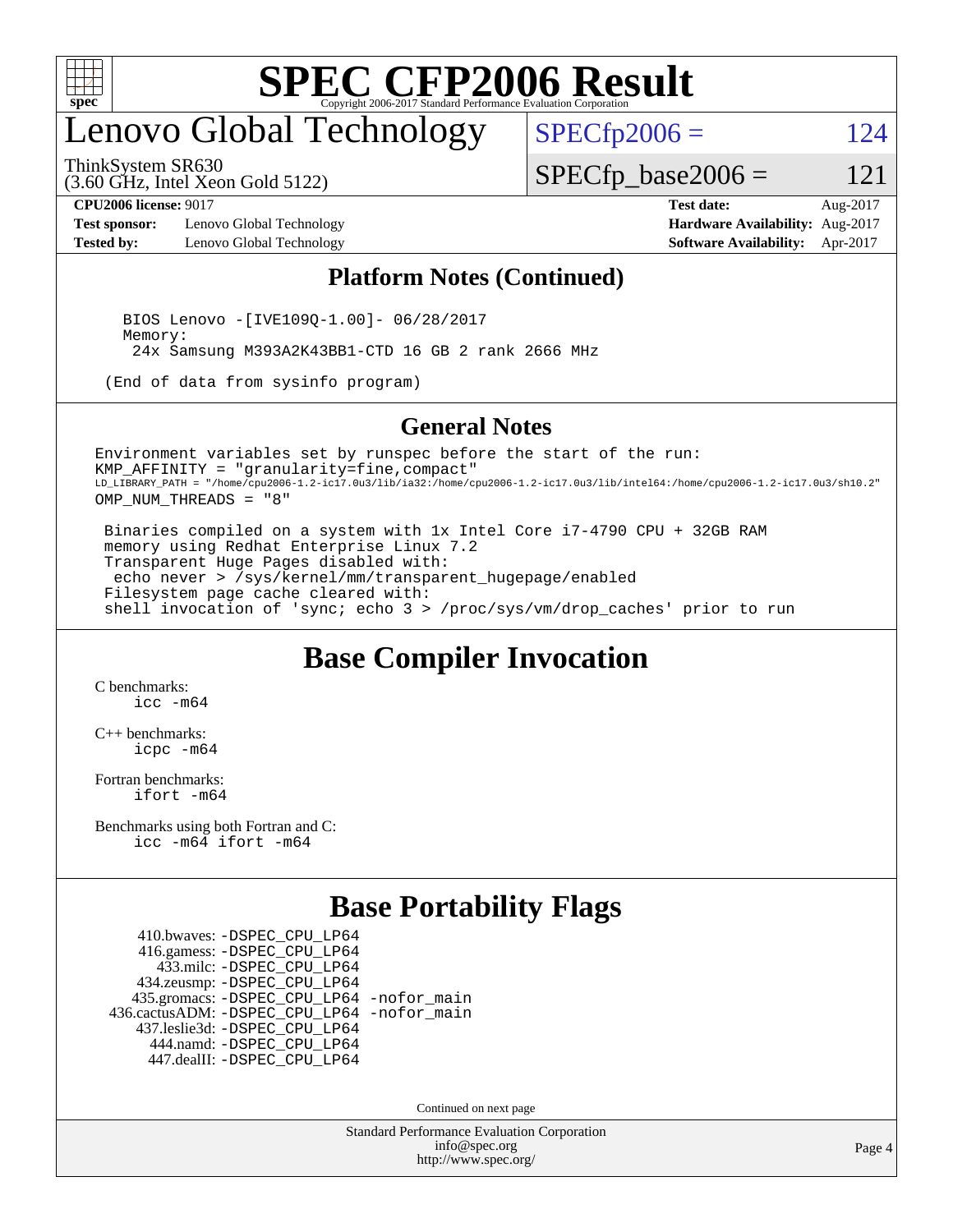# SPEC CFP2006 Result

Copyright 2006-2017 Standard Performance Evaluation Corporation

## Lenovo Global Technology

ThinkSystem SR630
(3.60 GHz, Intel Xeon Gold 5122)

SPECfp2006 = 124

SPECfp_base2006 = 121

| | | | |
|---|---|---|---|
| **CPU2006 license:** 9017 | | **Test date:** | Aug-2017 |
| **Test sponsor:** | Lenovo Global Technology | **Hardware Availability:** | Aug-2017 |
| **Tested by:** | Lenovo Global Technology | **Software Availability:** | Apr-2017 |

## Platform Notes (Continued)

```
    BIOS Lenovo -[IVE109Q-1.00]- 06/28/2017
    Memory:
     24x Samsung M393A2K43BB1-CTD 16 GB 2 rank 2666 MHz

  (End of data from sysinfo program)
```

## General Notes

```
Environment variables set by runspec before the start of the run:
KMP_AFFINITY = "granularity=fine,compact"
LD_LIBRARY_PATH = "/home/cpu2006-1.2-ic17.0u3/lib/ia32:/home/cpu2006-1.2-ic17.0u3/lib/intel64:/home/cpu2006-1.2-ic17.0u3/sh10.2"
OMP_NUM_THREADS = "8"

 Binaries compiled on a system with 1x Intel Core i7-4790 CPU + 32GB RAM
 memory using Redhat Enterprise Linux 7.2
 Transparent Huge Pages disabled with:
  echo never > /sys/kernel/mm/transparent_hugepage/enabled
 Filesystem page cache cleared with:
 shell invocation of 'sync; echo 3 > /proc/sys/vm/drop_caches' prior to run
```

## Base Compiler Invocation

C benchmarks:
 icc -m64

C++ benchmarks:
 icpc -m64

Fortran benchmarks:
 ifort -m64

Benchmarks using both Fortran and C:
 icc -m64 ifort -m64

## Base Portability Flags

410.bwaves: -DSPEC_CPU_LP64
416.gamess: -DSPEC_CPU_LP64
433.milc: -DSPEC_CPU_LP64
434.zeusmp: -DSPEC_CPU_LP64
435.gromacs: -DSPEC_CPU_LP64 -nofor_main
436.cactusADM: -DSPEC_CPU_LP64 -nofor_main
437.leslie3d: -DSPEC_CPU_LP64
444.namd: -DSPEC_CPU_LP64
447.dealII: -DSPEC_CPU_LP64

Continued on next page

Standard Performance Evaluation Corporation
info@spec.org
http://www.spec.org/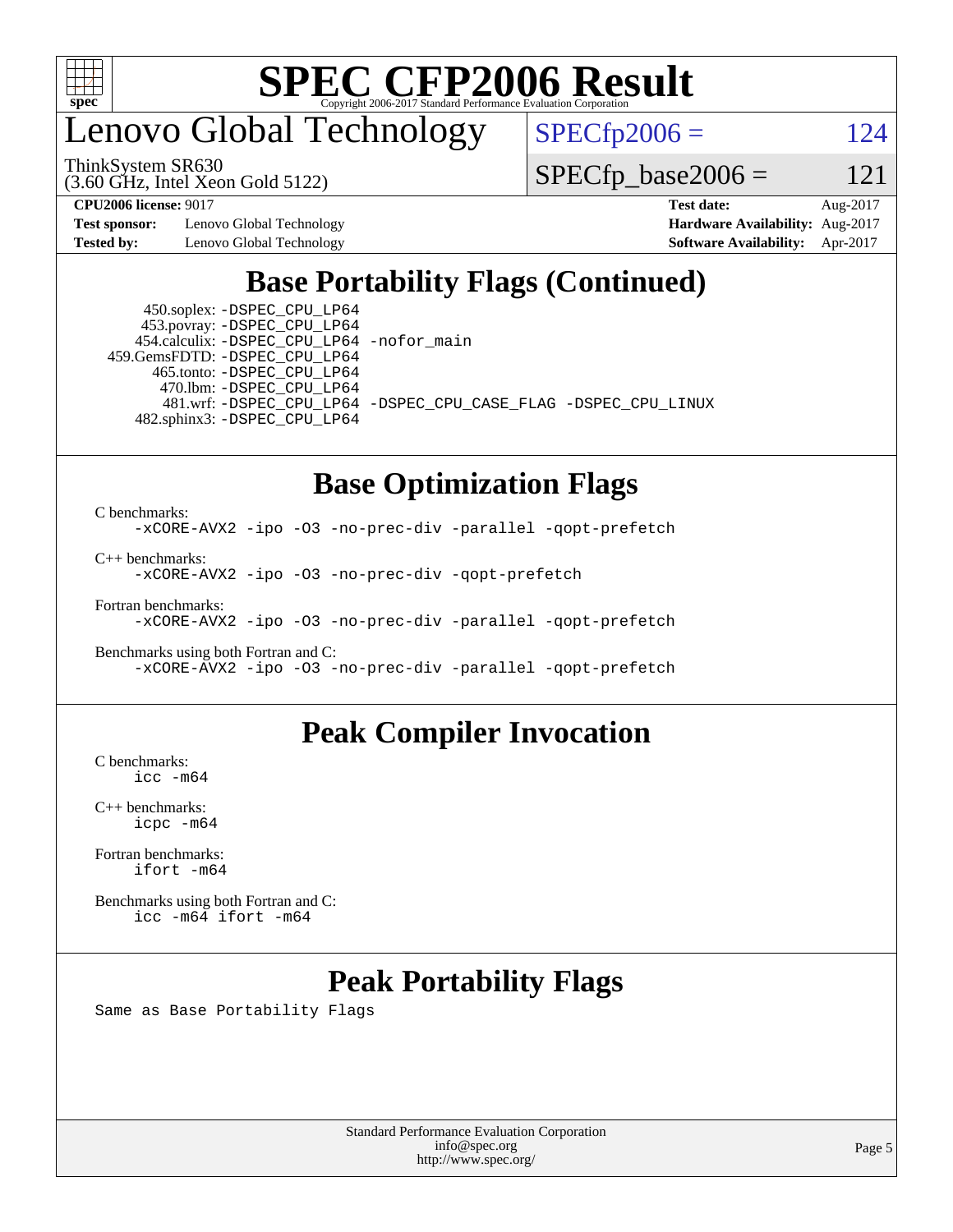# Lenovo Global Technology

ThinkSystem SR630
(3.60 GHz, Intel Xeon Gold 5122)

SPECfp2006 = 124

SPECfp_base2006 = 121

**CPU2006 license:** 9017
**Test sponsor:** Lenovo Global Technology
**Tested by:** Lenovo Global Technology

**Test date:** Aug-2017
**Hardware Availability:** Aug-2017
**Software Availability:** Apr-2017

## Base Portability Flags (Continued)

450.soplex: `-DSPEC_CPU_LP64`
453.povray: `-DSPEC_CPU_LP64`
454.calculix: `-DSPEC_CPU_LP64 -nofor_main`
459.GemsFDTD: `-DSPEC_CPU_LP64`
465.tonto: `-DSPEC_CPU_LP64`
470.lbm: `-DSPEC_CPU_LP64`
481.wrf: `-DSPEC_CPU_LP64 -DSPEC_CPU_CASE_FLAG -DSPEC_CPU_LINUX`
482.sphinx3: `-DSPEC_CPU_LP64`

## Base Optimization Flags

C benchmarks:
`-xCORE-AVX2 -ipo -O3 -no-prec-div -parallel -qopt-prefetch`

C++ benchmarks:
`-xCORE-AVX2 -ipo -O3 -no-prec-div -qopt-prefetch`

Fortran benchmarks:
`-xCORE-AVX2 -ipo -O3 -no-prec-div -parallel -qopt-prefetch`

Benchmarks using both Fortran and C:
`-xCORE-AVX2 -ipo -O3 -no-prec-div -parallel -qopt-prefetch`

## Peak Compiler Invocation

C benchmarks:
`icc -m64`

C++ benchmarks:
`icpc -m64`

Fortran benchmarks:
`ifort -m64`

Benchmarks using both Fortran and C:
`icc -m64 ifort -m64`

## Peak Portability Flags

Same as Base Portability Flags

Standard Performance Evaluation Corporation
info@spec.org
http://www.spec.org/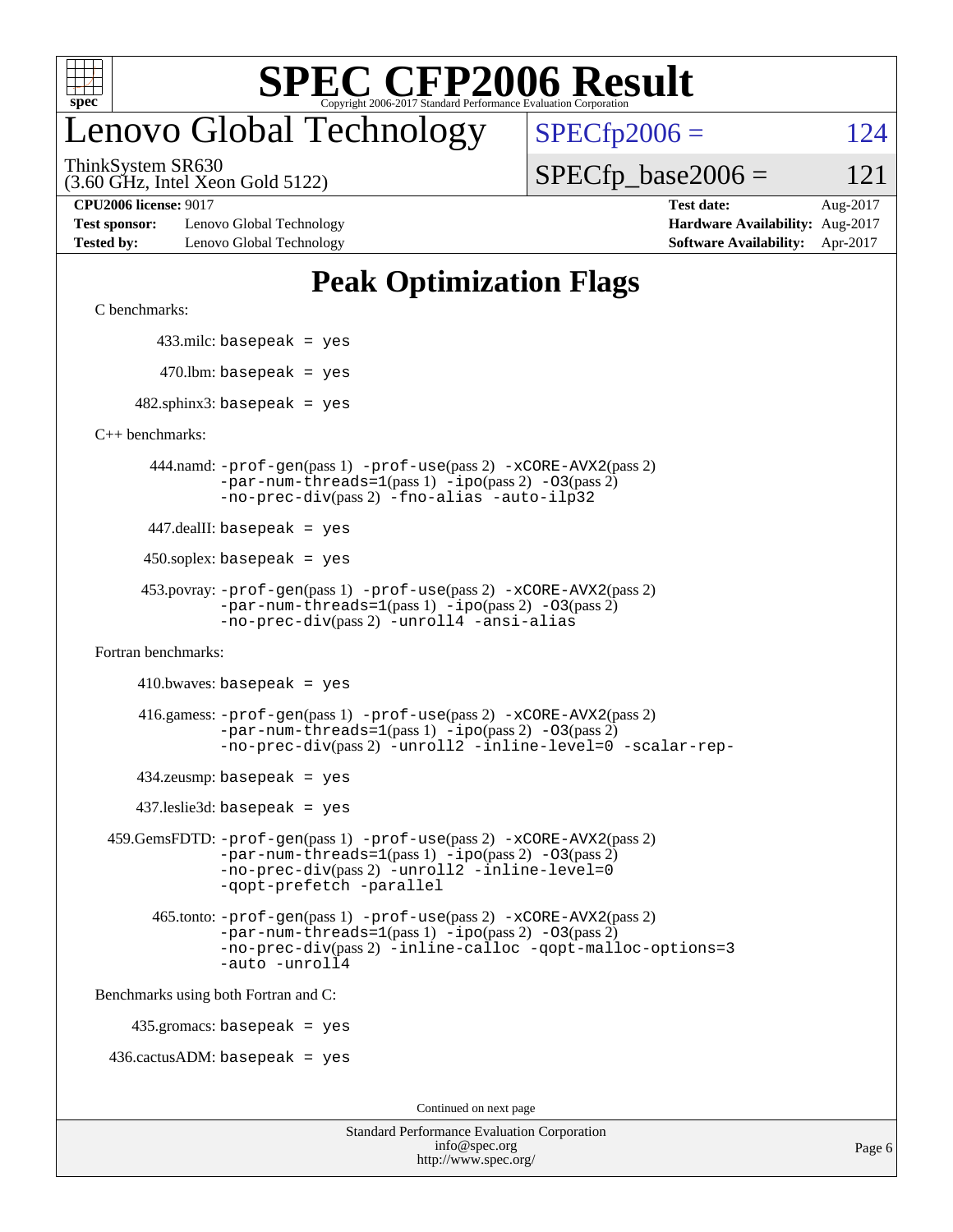# Lenovo Global Technology

ThinkSystem SR630
(3.60 GHz, Intel Xeon Gold 5122)

SPECfp2006 = 124
SPECfp_base2006 = 121

**CPU2006 license:** 9017 | **Test date:** Aug-2017
**Test sponsor:** Lenovo Global Technology | **Hardware Availability:** Aug-2017
**Tested by:** Lenovo Global Technology | **Software Availability:** Apr-2017

## Peak Optimization Flags

C benchmarks:

433.milc: basepeak = yes

470.lbm: basepeak = yes

482.sphinx3: basepeak = yes

C++ benchmarks:

444.namd: -prof-gen(pass 1) -prof-use(pass 2) -xCORE-AVX2(pass 2) -par-num-threads=1(pass 1) -ipo(pass 2) -O3(pass 2) -no-prec-div(pass 2) -fno-alias -auto-ilp32

447.dealII: basepeak = yes

450.soplex: basepeak = yes

453.povray: -prof-gen(pass 1) -prof-use(pass 2) -xCORE-AVX2(pass 2) -par-num-threads=1(pass 1) -ipo(pass 2) -O3(pass 2) -no-prec-div(pass 2) -unroll4 -ansi-alias

Fortran benchmarks:

410.bwaves: basepeak = yes

416.gamess: -prof-gen(pass 1) -prof-use(pass 2) -xCORE-AVX2(pass 2) -par-num-threads=1(pass 1) -ipo(pass 2) -O3(pass 2) -no-prec-div(pass 2) -unroll2 -inline-level=0 -scalar-rep-

434.zeusmp: basepeak = yes

437.leslie3d: basepeak = yes

459.GemsFDTD: -prof-gen(pass 1) -prof-use(pass 2) -xCORE-AVX2(pass 2) -par-num-threads=1(pass 1) -ipo(pass 2) -O3(pass 2) -no-prec-div(pass 2) -unroll2 -inline-level=0 -qopt-prefetch -parallel

465.tonto: -prof-gen(pass 1) -prof-use(pass 2) -xCORE-AVX2(pass 2) -par-num-threads=1(pass 1) -ipo(pass 2) -O3(pass 2) -no-prec-div(pass 2) -inline-calloc -qopt-malloc-options=3 -auto -unroll4

Benchmarks using both Fortran and C:

435.gromacs: basepeak = yes

436.cactusADM: basepeak = yes

Continued on next page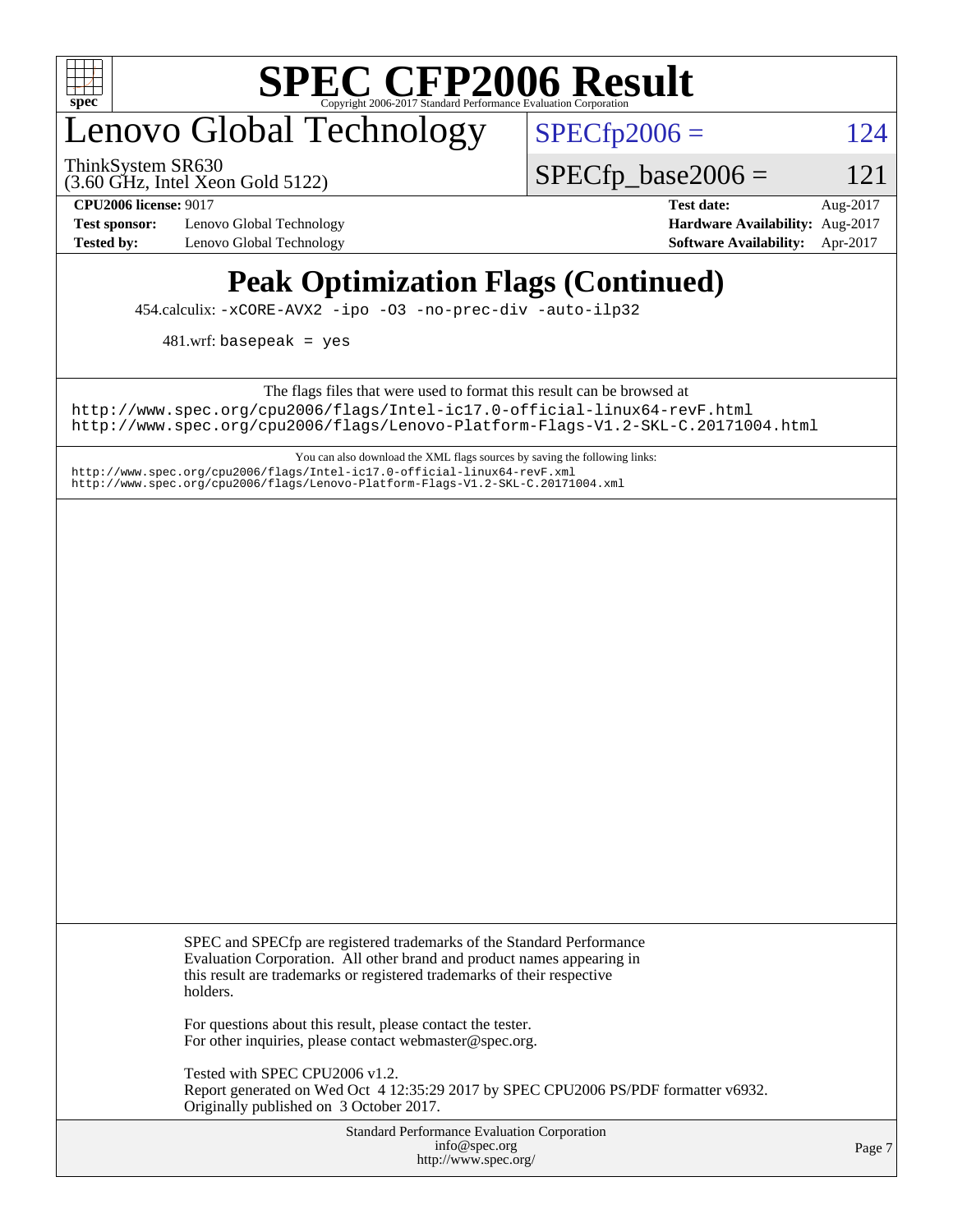# Peak Optimization Flags (Continued)

454.calculix: `-xCORE-AVX2 -ipo -O3 -no-prec-div -auto-ilp32`

481.wrf: `basepeak = yes`

The flags files that were used to format this result can be browsed at
http://www.spec.org/cpu2006/flags/Intel-ic17.0-official-linux64-revF.html
http://www.spec.org/cpu2006/flags/Lenovo-Platform-Flags-V1.2-SKL-C.20171004.html

You can also download the XML flags sources by saving the following links:
http://www.spec.org/cpu2006/flags/Intel-ic17.0-official-linux64-revF.xml
http://www.spec.org/cpu2006/flags/Lenovo-Platform-Flags-V1.2-SKL-C.20171004.xml

SPEC and SPECfp are registered trademarks of the Standard Performance Evaluation Corporation. All other brand and product names appearing in this result are trademarks or registered trademarks of their respective holders.

For questions about this result, please contact the tester.
For other inquiries, please contact webmaster@spec.org.

Tested with SPEC CPU2006 v1.2.
Report generated on Wed Oct 4 12:35:29 2017 by SPEC CPU2006 PS/PDF formatter v6932.
Originally published on 3 October 2017.